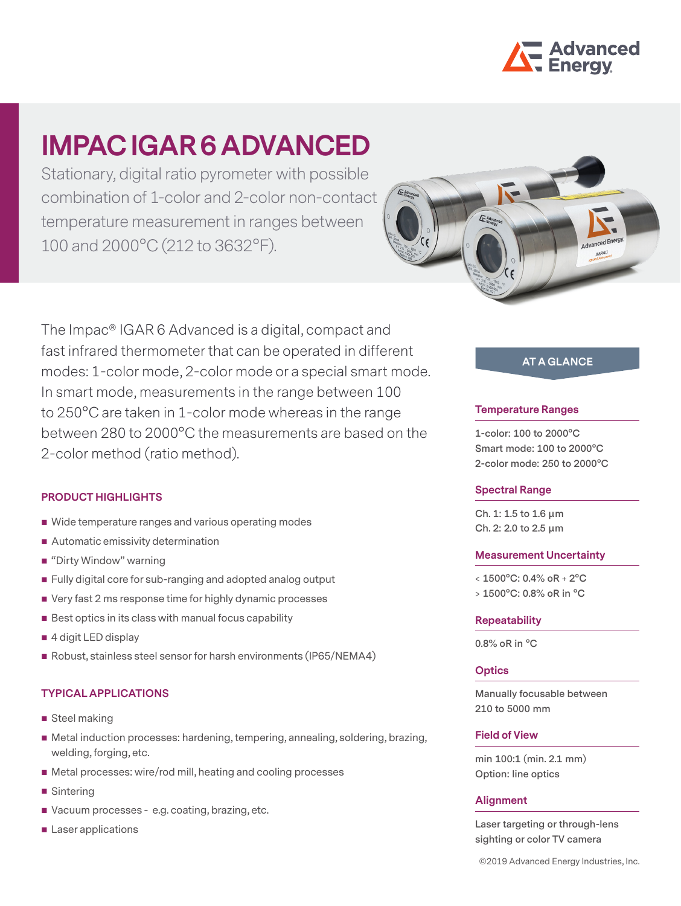# IMPAC IGAR 6 ADVANCED

Stationary, digital ratio pyrometer with possible combination of 1-color and 2-color non-contact temperature measurement in ranges between 100 and 2000°C (212 to 3632°F).

The Impac® IGAR 6 Advanced is a digital, compact and fast infrared thermometer that can be operated in different modes: 1-color mode, 2-color mode or a special smart mode. In smart mode, measurements in the range between 100 to 250°C are taken in 1-color mode whereas in the range between 280 to 2000°C the measurements are based on the 2-color method (ratio method).

## PRODUCT HIGHLIGHTS

- Wide temperature ranges and various operating modes
- Automatic emissivity determination
- "Dirty Window" warning
- Fully digital core for sub-ranging and adopted analog output
- Very fast 2 ms response time for highly dynamic processes
- Best optics in its class with manual focus capability
- 4 digit LED display
- Robust, stainless steel sensor for harsh environments (IP65/NEMA4)

## TYPICAL APPLICATIONS

- Steel making
- Metal induction processes: hardening, tempering, annealing, soldering, brazing, welding, forging, etc.
- Metal processes: wire/rod mill, heating and cooling processes
- Sintering
- Vacuum processes - e.g. coating, brazing, etc.
- Laser applications

## AT A GLANCE

### Temperature Ranges

1-color: 100 to 2000°C
Smart mode: 100 to 2000°C
2-color mode: 250 to 2000°C

### Spectral Range

Ch. 1: 1.5 to 1.6 µm
Ch. 2: 2.0 to 2.5 µm

### Measurement Uncertainty

< 1500°C: 0.4% oR + 2°C
> 1500°C: 0.8% oR in °C

### Repeatability

0.8% oR in °C

### Optics

Manually focusable between 210 to 5000 mm

### Field of View

min 100:1 (min. 2.1 mm)
Option: line optics

### Alignment

Laser targeting or through-lens sighting or color TV camera

©2019 Advanced Energy Industries, Inc.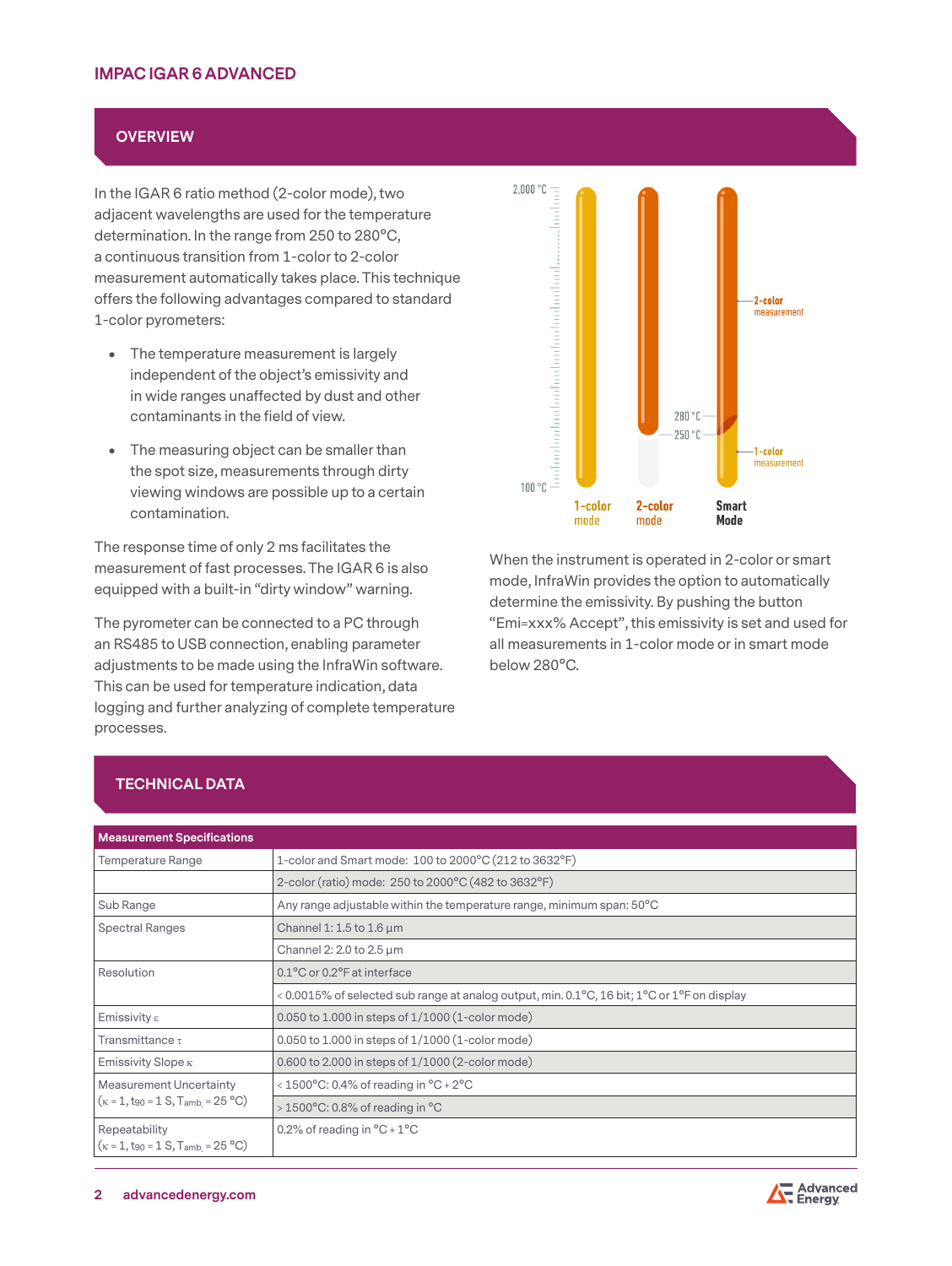# IMPAC IGAR 6 ADVANCED

## OVERVIEW

In the IGAR 6 ratio method (2-color mode), two adjacent wavelengths are used for the temperature determination. In the range from 250 to 280°C, a continuous transition from 1-color to 2-color measurement automatically takes place. This technique offers the following advantages compared to standard 1-color pyrometers:

- The temperature measurement is largely independent of the object's emissivity and in wide ranges unaffected by dust and other contaminants in the field of view.
- The measuring object can be smaller than the spot size, measurements through dirty viewing windows are possible up to a certain contamination.

The response time of only 2 ms facilitates the measurement of fast processes. The IGAR 6 is also equipped with a built-in "dirty window" warning.

The pyrometer can be connected to a PC through an RS485 to USB connection, enabling parameter adjustments to be made using the InfraWin software. This can be used for temperature indication, data logging and further analyzing of complete temperature processes.

2,000 °C
280 °C
250 °C
100 °C
2-color measurement
1-color measurement
1-color mode
2-color mode
Smart Mode

When the instrument is operated in 2-color or smart mode, InfraWin provides the option to automatically determine the emissivity. By pushing the button "Emi=xxx% Accept", this emissivity is set and used for all measurements in 1-color mode or in smart mode below 280°C.

## TECHNICAL DATA

| Measurement Specifications | |
|---|---|
| Temperature Range | 1-color and Smart mode: 100 to 2000°C (212 to 3632°F) |
| | 2-color (ratio) mode: 250 to 2000°C (482 to 3632°F) |
| Sub Range | Any range adjustable within the temperature range, minimum span: 50°C |
| Spectral Ranges | Channel 1: 1.5 to 1.6 µm |
| | Channel 2: 2.0 to 2.5 µm |
| Resolution | 0.1°C or 0.2°F at interface |
| | < 0.0015% of selected sub range at analog output, min. 0.1°C, 16 bit; 1°C or 1°F on display |
| Emissivity $\varepsilon$ | 0.050 to 1.000 in steps of 1/1000 (1-color mode) |
| Transmittance $\tau$ | 0.050 to 1.000 in steps of 1/1000 (1-color mode) |
| Emissivity Slope $\kappa$ | 0.600 to 2.000 in steps of 1/1000 (2-color mode) |
| Measurement Uncertainty ($\kappa$ = 1, $t_{90}$ = 1 S, $T_{amb.}$ = 25 °C) | < 1500°C: 0.4% of reading in °C + 2°C |
| | > 1500°C: 0.8% of reading in °C |
| Repeatability ($\kappa$ = 1, $t_{90}$ = 1 S, $T_{amb.}$ = 25 °C) | 0.2% of reading in °C + 1°C |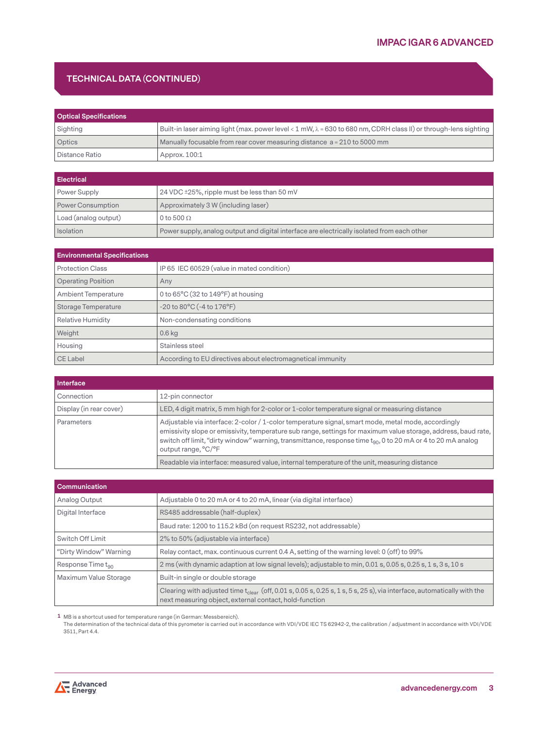## TECHNICAL DATA (CONTINUED)

| Optical Specifications | |
|---|---|
| Sighting | Built-in laser aiming light (max. power level < 1 mW, $\lambda$ = 630 to 680 nm, CDRH class II) or through-lens sighting |
| Optics | Manually focusable from rear cover measuring distance a = 210 to 5000 mm |
| Distance Ratio | Approx. 100:1 |

| Electrical | |
|---|---|
| Power Supply | 24 VDC ±25%, ripple must be less than 50 mV |
| Power Consumption | Approximately 3 W (including laser) |
| Load (analog output) | 0 to 500 Ω |
| Isolation | Power supply, analog output and digital interface are electrically isolated from each other |

| Environmental Specifications | |
|---|---|
| Protection Class | IP 65 IEC 60529 (value in mated condition) |
| Operating Position | Any |
| Ambient Temperature | 0 to 65°C (32 to 149°F) at housing |
| Storage Temperature | -20 to 80°C (-4 to 176°F) |
| Relative Humidity | Non-condensating conditions |
| Weight | 0.6 kg |
| Housing | Stainless steel |
| CE Label | According to EU directives about electromagnetical immunity |

| Interface | |
|---|---|
| Connection | 12-pin connector |
| Display (in rear cover) | LED, 4 digit matrix, 5 mm high for 2-color or 1-color temperature signal or measuring distance |
| Parameters | Adjustable via interface: 2-color / 1-color temperature signal, smart mode, metal mode, accordingly emissivity slope or emissivity, temperature sub range, settings for maximum value storage, address, baud rate, switch off limit, “dirty window” warning, transmittance, response time $t_{90}$, 0 to 20 mA or 4 to 20 mA analog output range, °C/°F |
| | Readable via interface: measured value, internal temperature of the unit, measuring distance |

| Communication | |
|---|---|
| Analog Output | Adjustable 0 to 20 mA or 4 to 20 mA, linear (via digital interface) |
| Digital Interface | RS485 addressable (half-duplex) |
| | Baud rate: 1200 to 115.2 kBd (on request RS232, not addressable) |
| Switch Off Limit | 2% to 50% (adjustable via interface) |
| “Dirty Window” Warning | Relay contact, max. continuous current 0.4 A, setting of the warning level: 0 (off) to 99% |
| Response Time $t_{90}$ | 2 ms (with dynamic adaption at low signal levels); adjustable to min, 0.01 s, 0.05 s, 0.25 s, 1 s, 3 s, 10 s |
| Maximum Value Storage | Built-in single or double storage |
| | Clearing with adjusted time $t_{clear}$ (off, 0.01 s, 0.05 s, 0.25 s, 1 s, 5 s, 25 s), via interface, automatically with the next measuring object, external contact, hold-function |

[1] MB is a shortcut used for temperature range (in German: Messbereich).
The determination of the technical data of this pyrometer is carried out in accordance with VDI/VDE IEC TS 62942-2, the calibration / adjustment in accordance with VDI/VDE 3511, Part 4.4.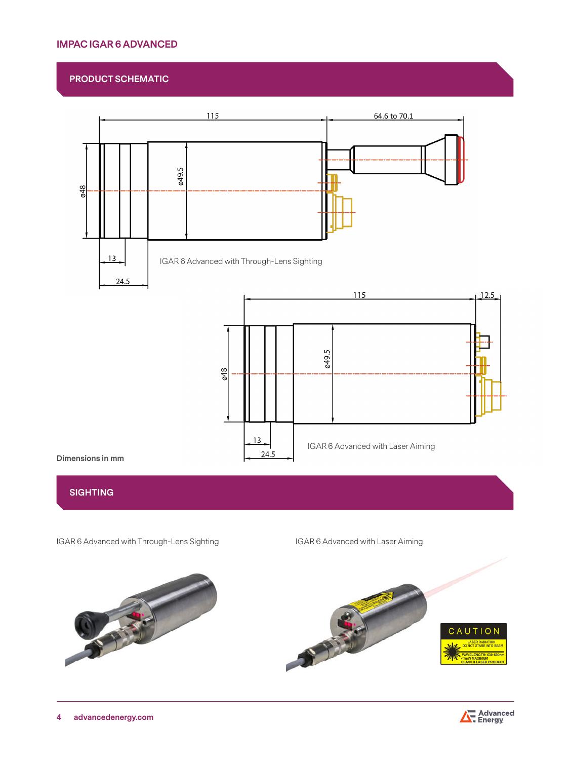# IMPAC IGAR 6 ADVANCED

## PRODUCT SCHEMATIC

115

64.6 to 70.1

ø48

ø49.5

13

24.5

IGAR 6 Advanced with Through-Lens Sighting

115

12.5

ø48

ø49.5

13

24.5

IGAR 6 Advanced with Laser Aiming

Dimensions in mm

## SIGHTING

IGAR 6 Advanced with Through-Lens Sighting

IGAR 6 Advanced with Laser Aiming

CAUTION

LASER RADIATION
DO NOT STARE INTO BEAM

WAVELENGTH: 630-680nm
<1mW MAXIMUM
CLASS II LASER PRODUCT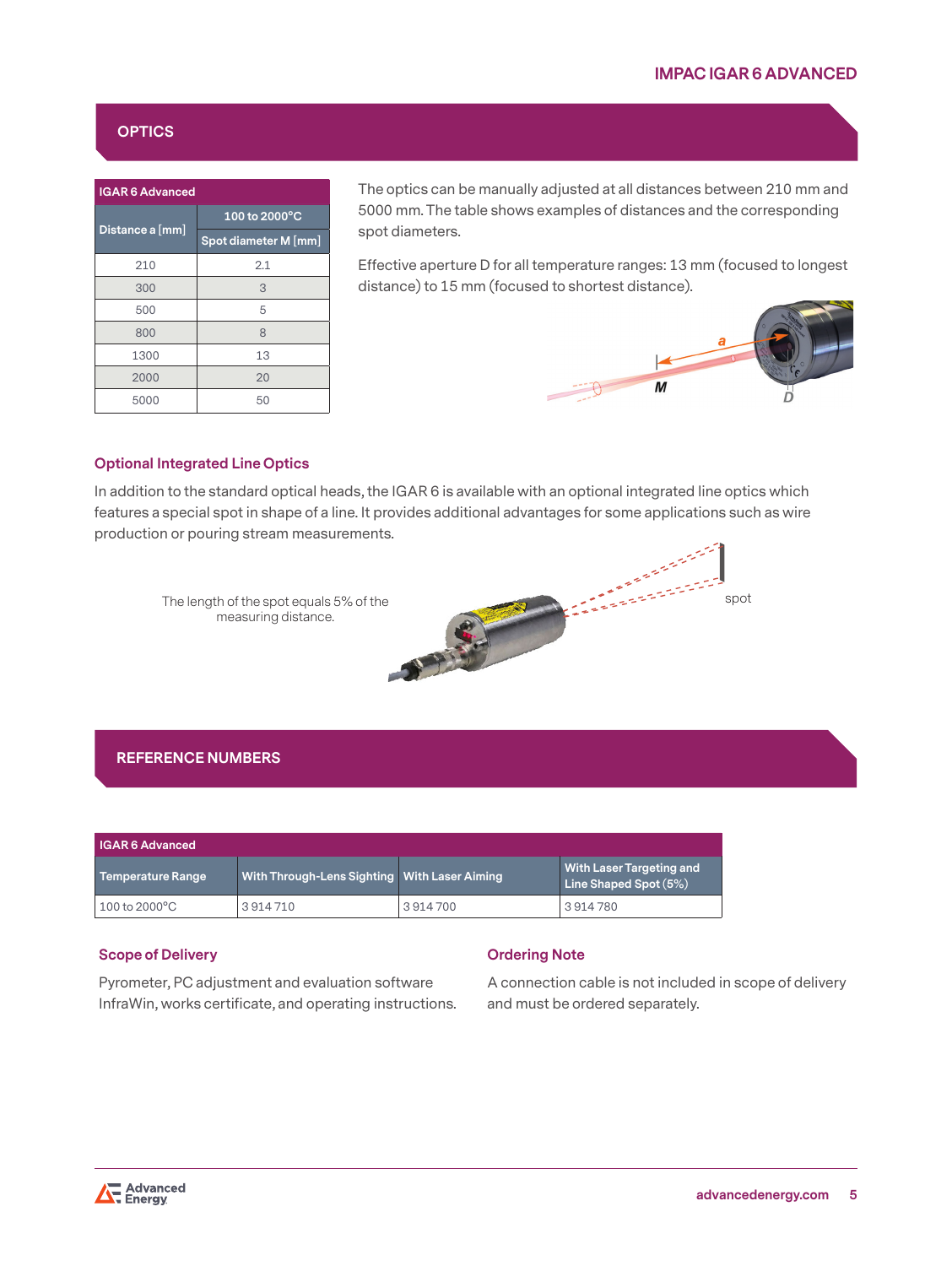## OPTICS

| IGAR 6 Advanced | |
|---|---|
| Distance a [mm] | 100 to 2000°C<br>Spot diameter M [mm] |
| 210 | 2.1 |
| 300 | 3 |
| 500 | 5 |
| 800 | 8 |
| 1300 | 13 |
| 2000 | 20 |
| 5000 | 50 |

The optics can be manually adjusted at all distances between 210 mm and 5000 mm. The table shows examples of distances and the corresponding spot diameters.

Effective aperture D for all temperature ranges: 13 mm (focused to longest distance) to 15 mm (focused to shortest distance).

### Optional Integrated Line Optics

In addition to the standard optical heads, the IGAR 6 is available with an optional integrated line optics which features a special spot in shape of a line. It provides additional advantages for some applications such as wire production or pouring stream measurements.

The length of the spot equals 5% of the measuring distance.

## REFERENCE NUMBERS

| IGAR 6 Advanced | | | |
|---|---|---|---|
| Temperature Range | With Through-Lens Sighting | With Laser Aiming | With Laser Targeting and Line Shaped Spot (5%) |
| 100 to 2000°C | 3 914 710 | 3 914 700 | 3 914 780 |

### Scope of Delivery

Pyrometer, PC adjustment and evaluation software InfraWin, works certificate, and operating instructions.

### Ordering Note

A connection cable is not included in scope of delivery and must be ordered separately.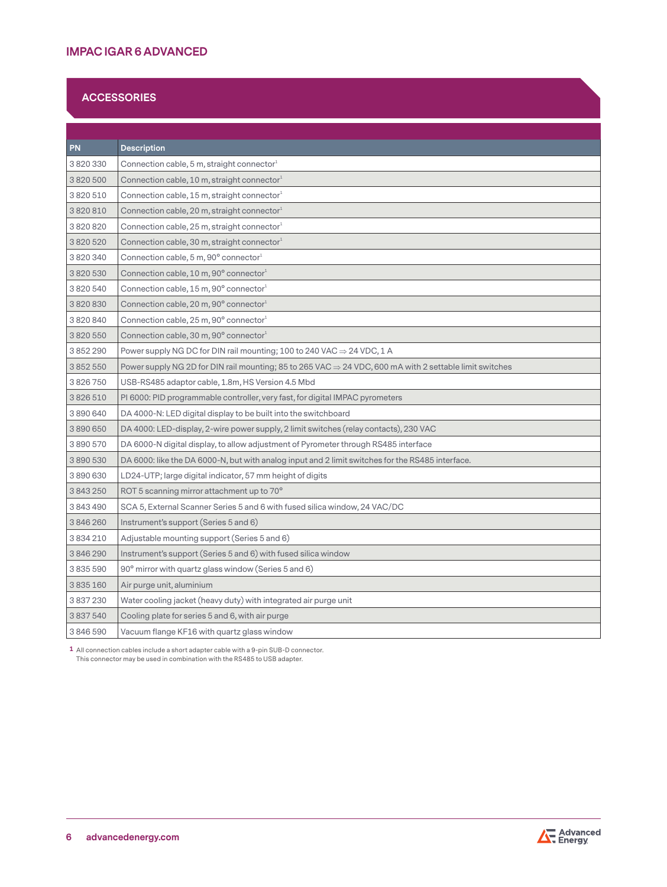## ACCESSORIES

| PN | Description |
|---|---|
| 3 820 330 | Connection cable, 5 m, straight connector[1] |
| 3 820 500 | Connection cable, 10 m, straight connector[1] |
| 3 820 510 | Connection cable, 15 m, straight connector[1] |
| 3 820 810 | Connection cable, 20 m, straight connector[1] |
| 3 820 820 | Connection cable, 25 m, straight connector[1] |
| 3 820 520 | Connection cable, 30 m, straight connector[1] |
| 3 820 340 | Connection cable, 5 m, 90° connector[1] |
| 3 820 530 | Connection cable, 10 m, 90° connector[1] |
| 3 820 540 | Connection cable, 15 m, 90° connector[1] |
| 3 820 830 | Connection cable, 20 m, 90° connector[1] |
| 3 820 840 | Connection cable, 25 m, 90° connector[1] |
| 3 820 550 | Connection cable, 30 m, 90° connector[1] |
| 3 852 290 | Power supply NG DC for DIN rail mounting; 100 to 240 VAC ⇒ 24 VDC, 1 A |
| 3 852 550 | Power supply NG 2D for DIN rail mounting; 85 to 265 VAC ⇒ 24 VDC, 600 mA with 2 settable limit switches |
| 3 826 750 | USB-RS485 adaptor cable, 1.8m, HS Version 4.5 Mbd |
| 3 826 510 | PI 6000: PID programmable controller, very fast, for digital IMPAC pyrometers |
| 3 890 640 | DA 4000-N: LED digital display to be built into the switchboard |
| 3 890 650 | DA 4000: LED-display, 2-wire power supply, 2 limit switches (relay contacts), 230 VAC |
| 3 890 570 | DA 6000-N digital display, to allow adjustment of Pyrometer through RS485 interface |
| 3 890 530 | DA 6000: like the DA 6000-N, but with analog input and 2 limit switches for the RS485 interface. |
| 3 890 630 | LD24-UTP; large digital indicator, 57 mm height of digits |
| 3 843 250 | ROT 5 scanning mirror attachment up to 70° |
| 3 843 490 | SCA 5, External Scanner Series 5 and 6 with fused silica window, 24 VAC/DC |
| 3 846 260 | Instrument's support (Series 5 and 6) |
| 3 834 210 | Adjustable mounting support (Series 5 and 6) |
| 3 846 290 | Instrument's support (Series 5 and 6) with fused silica window |
| 3 835 590 | 90° mirror with quartz glass window (Series 5 and 6) |
| 3 835 160 | Air purge unit, aluminium |
| 3 837 230 | Water cooling jacket (heavy duty) with integrated air purge unit |
| 3 837 540 | Cooling plate for series 5 and 6, with air purge |
| 3 846 590 | Vacuum flange KF16 with quartz glass window |

[1] All connection cables include a short adapter cable with a 9-pin SUB-D connector. This connector may be used in combination with the RS485 to USB adapter.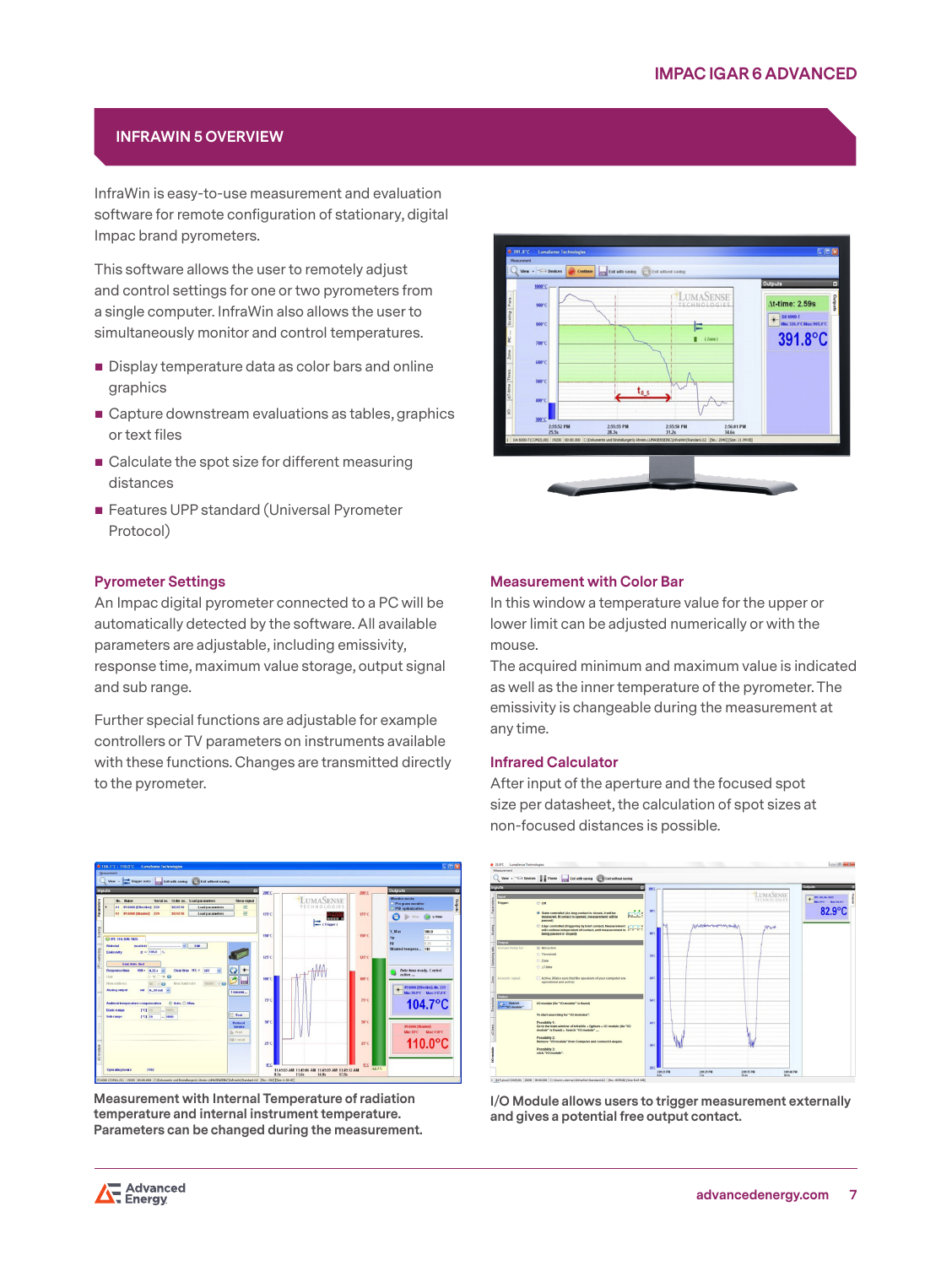## INFRAWIN 5 OVERVIEW

InfraWin is easy-to-use measurement and evaluation software for remote configuration of stationary, digital Impac brand pyrometers.

This software allows the user to remotely adjust and control settings for one or two pyrometers from a single computer. InfraWin also allows the user to simultaneously monitor and control temperatures.

- Display temperature data as color bars and online graphics
- Capture downstream evaluations as tables, graphics or text files
- Calculate the spot size for different measuring distances
- Features UPP standard (Universal Pyrometer Protocol)

### Pyrometer Settings

An Impac digital pyrometer connected to a PC will be automatically detected by the software. All available parameters are adjustable, including emissivity, response time, maximum value storage, output signal and sub range.

Further special functions are adjustable for example controllers or TV parameters on instruments available with these functions. Changes are transmitted directly to the pyrometer.

### Measurement with Color Bar

In this window a temperature value for the upper or lower limit can be adjusted numerically or with the mouse.

The acquired minimum and maximum value is indicated as well as the inner temperature of the pyrometer. The emissivity is changeable during the measurement at any time.

### Infrared Calculator

After input of the aperture and the focused spot size per datasheet, the calculation of spot sizes at non-focused distances is possible.

**Measurement with Internal Temperature of radiation temperature and internal instrument temperature. Parameters can be changed during the measurement.**

**I/O Module allows users to trigger measurement externally and gives a potential free output contact.**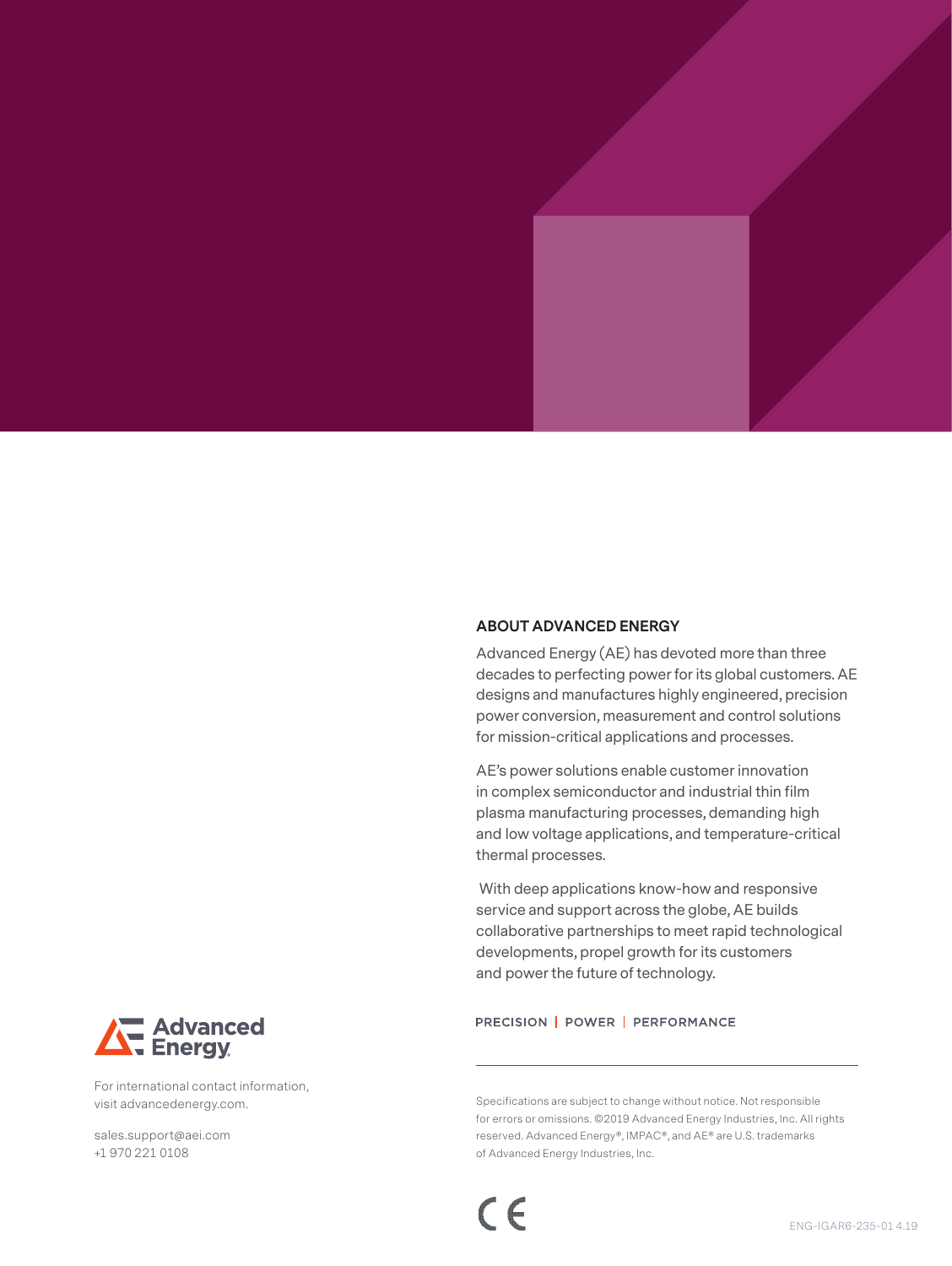## ABOUT ADVANCED ENERGY

Advanced Energy (AE) has devoted more than three decades to perfecting power for its global customers. AE designs and manufactures highly engineered, precision power conversion, measurement and control solutions for mission-critical applications and processes.

AE's power solutions enable customer innovation in complex semiconductor and industrial thin film plasma manufacturing processes, demanding high and low voltage applications, and temperature-critical thermal processes.

With deep applications know-how and responsive service and support across the globe, AE builds collaborative partnerships to meet rapid technological developments, propel growth for its customers and power the future of technology.

PRECISION | POWER | PERFORMANCE

Advanced Energy

For international contact information, visit advancedenergy.com.

sales.support@aei.com
+1 970 221 0108

Specifications are subject to change without notice. Not responsible for errors or omissions. ©2019 Advanced Energy Industries, Inc. All rights reserved. Advanced Energy®, IMPAC®, and AE® are U.S. trademarks of Advanced Energy Industries, Inc.

CE

ENG-IGAR6-235-01 4.19